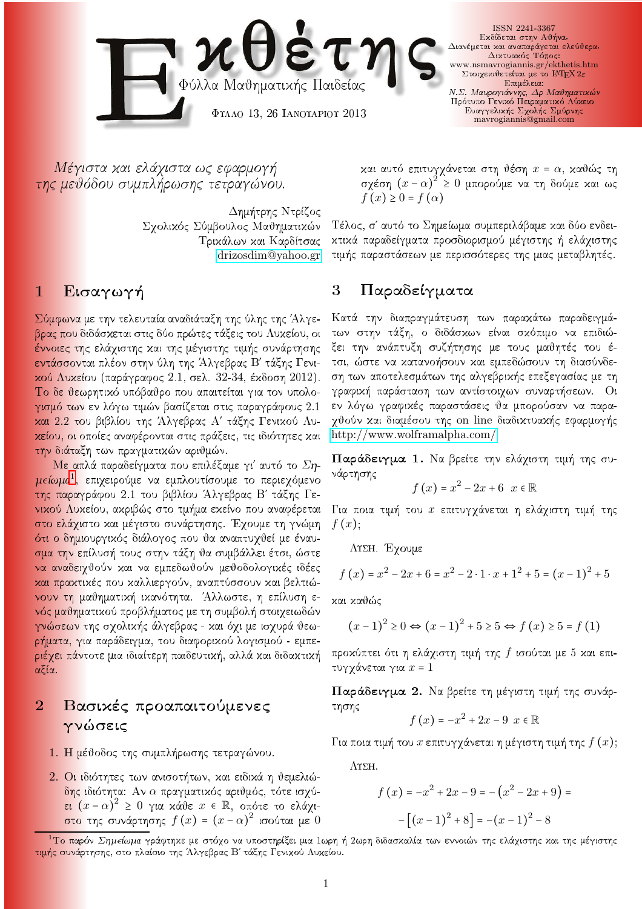# Εκθέτης

Φύλλα Μαθηματικής Παιδείας

Φύλλο 13, 26 Ιανουαρίου 2013

ISSN 2241-3367
Εκδίδεται στην Αθήνα.
Διανέμεται και αναπαράγεται ελεύθερα.
Δικτυακός Τόπος:
www.nsmavrogiannis.gr/ekthetis.htm
Στοιχειοθετείται με το LaTeX 2ε
Επιμέλεια:
*Ν.Σ. Μαυρογιάννης, Δρ Μαθηματικών*
Πρότυπο Γενικό Πειραματικό Λύκειο
Ευαγγελικής Σχολής Σμύρνης
mavrogiannis@gmail.com

## *Μέγιστα και ελάχιστα ως εφαρμογή της μεθόδου συμπλήρωσης τετραγώνου.*

Δημήτρης Ντρίζος
Σχολικός Σύμβουλος Μαθηματικών
Τρικάλων και Καρδίτσας
drizosdim@yahoo.gr

## 1 Εισαγωγή

Σύμφωνα με την τελευταία αναδιάταξη της ύλης της Άλγεβρας που διδάσκεται στις δύο πρώτες τάξεις του Λυκείου, οι έννοιες της ελάχιστης και της μέγιστης τιμής συνάρτησης εντάσσονται πλέον στην ύλη της Άλγεβρας Β΄ τάξης Γενικού Λυκείου (παράγραφος 2.1, σελ. 32-34, έκδοση 2012). Το δε θεωρητικό υπόβαθρο που απαιτείται για τον υπολογισμό των εν λόγω τιμών βασίζεται στις παραγράφους 2.1 και 2.2 του βιβλίου της Άλγεβρας Α΄ τάξης Γενικού Λυκείου, οι οποίες αναφέρονται στις πράξεις, τις ιδιότητες και την διάταξη των πραγματικών αριθμών.

Με απλά παραδείγματα που επιλέξαμε γι' αυτό το *Σημείωμα*[1], επιχειρούμε να εμπλουτίσουμε το περιεχόμενο της παραγράφου 2.1 του βιβλίου Άλγεβρας Β΄ τάξης Γενικού Λυκείου, ακριβώς στο τμήμα εκείνο που αναφέρεται στο ελάχιστο και μέγιστο συνάρτησης. Έχουμε τη γνώμη ότι ο δημιουργικός διάλογος που θα αναπτυχθεί με έναυσμα την επίλυσή τους στην τάξη θα συμβάλλει έτσι, ώστε να αναδειχθούν και να εμπεδωθούν μεθοδολογικές ιδέες και πρακτικές που καλλιεργούν, αναπτύσσουν και βελτιώνουν τη μαθηματική ικανότητα. Άλλωστε, η επίλυση ενός μαθηματικού προβλήματος με τη συμβολή στοιχειωδών γνώσεων της σχολικής άλγεβρας - και όχι με ισχυρά θεωρήματα, για παράδειγμα, του διαφορικού λογισμού - εμπεριέχει πάντοτε μια ιδιαίτερη παιδευτική, αλλά και διδακτική αξία.

## 2 Βασικές προαπαιτούμενες γνώσεις

1. Η μέθοδος της συμπλήρωσης τετραγώνου.

2. Οι ιδιότητες των ανισοτήτων, και ειδικά η θεμελιώδης ιδιότητα: Αν $\alpha$ πραγματικός αριθμός, τότε ισχύει $(x-\alpha)^2 \geq 0$ για κάθε $x \in \mathbb{R}$, οπότε το ελάχιστο της συνάρτησης $f(x) = (x-\alpha)^2$ ισούται με 0 και αυτό επιτυγχάνεται στη θέση $x = \alpha$, καθώς τη σχέση $(x-\alpha)^2 \geq 0$ μπορούμε να τη δούμε και ως $f(x) \geq 0 = f(\alpha)$

Τέλος, σ' αυτό το Σημείωμα συμπεριλάβαμε και δύο ενδεικτικά παραδείγματα προσδιορισμού μέγιστης ή ελάχιστης τιμής παραστάσεων με περισσότερες της μιας μεταβλητές.

## 3 Παραδείγματα

Κατά την διαπραγμάτευση των παρακάτω παραδειγμάτων στην τάξη, ο διδάσκων είναι σκόπιμο να επιδιώξει την ανάπτυξη συζήτησης με τους μαθητές του έτσι, ώστε να κατανοήσουν και εμπεδώσουν τη διασύνδεση των αποτελεσμάτων της αλγεβρικής επεξεργασίας με τη γραφική παράσταση των αντίστοιχων συναρτήσεων. Οι εν λόγω γραφικές παραστάσεις θα μπορούσαν να παραχθούν και διαμέσου της on line διαδικτυακής εφαρμογής http://www.wolframalpha.com/

**Παράδειγμα 1.** Να βρείτε την ελάχιστη τιμή της συνάρτησης

$$f(x) = x^2 - 2x + 6 \quad x \in \mathbb{R}$$

Για ποια τιμή του $x$ επιτυγχάνεται η ελάχιστη τιμή της $f(x)$;

Λύση. Έχουμε

$$f(x) = x^2 - 2x + 6 = x^2 - 2 \cdot 1 \cdot x + 1^2 + 5 = (x-1)^2 + 5$$

και καθώς

$$(x-1)^2 \geq 0 \Leftrightarrow (x-1)^2 + 5 \geq 5 \Leftrightarrow f(x) \geq 5 = f(1)$$

προκύπτει ότι η ελάχιστη τιμή της $f$ ισούται με 5 και επιτυγχάνεται για $x = 1$

**Παράδειγμα 2.** Να βρείτε τη μέγιστη τιμή της συνάρτησης

$$f(x) = -x^2 + 2x - 9 \quad x \in \mathbb{R}$$

Για ποια τιμή του $x$ επιτυγχάνεται η μέγιστη τιμή της $f(x)$;

Λύση.

$$f(x) = -x^2 + 2x - 9 = -\left(x^2 - 2x + 9\right) =$$

$$-\left[(x-1)^2 + 8\right] = -(x-1)^2 - 8$$

[1] Το παρόν *Σημείωμα* γράφτηκε με στόχο να υποστηρίξει μια 1ωρη ή 2ωρη διδασκαλία των εννοιών της ελάχιστης και της μέγιστης τιμής συνάρτησης, στο πλαίσιο της Άλγεβρας Β΄ τάξης Γενικού Λυκείου.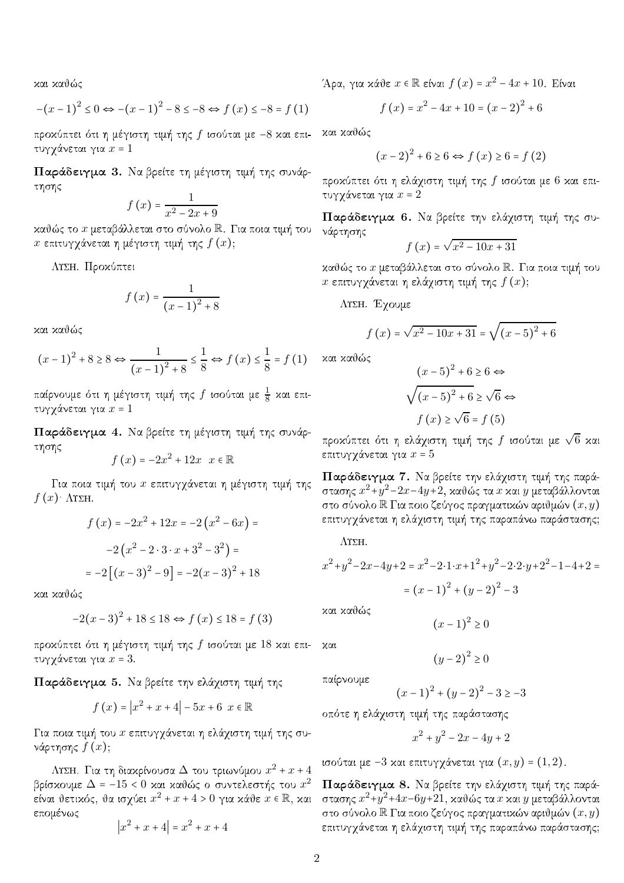και καθώς

$$-(x-1)^2 \leq 0 \Leftrightarrow -(x-1)^2 - 8 \leq -8 \Leftrightarrow f(x) \leq -8 = f(1)$$

προκύπτει ότι η μέγιστη τιμή της $f$ ισούται με $-8$ και επιτυγχάνεται για $x = 1$

**Παράδειγμα 3.** Να βρείτε τη μέγιστη τιμή της συνάρτησης

$$f(x) = \frac{1}{x^2 - 2x + 9}$$

καθώς το $x$ μεταβάλλεται στο σύνολο $\mathbb{R}$. Για ποια τιμή του $x$ επιτυγχάνεται η μέγιστη τιμή της $f(x)$;

Λύση. Προκύπτει

$$f(x) = \frac{1}{(x-1)^2 + 8}$$

και καθώς

$$(x-1)^2 + 8 \geq 8 \Leftrightarrow \frac{1}{(x-1)^2 + 8} \leq \frac{1}{8} \Leftrightarrow f(x) \leq \frac{1}{8} = f(1)$$

παίρνουμε ότι η μέγιστη τιμή της $f$ ισούται με $\frac{1}{8}$ και επιτυγχάνεται για $x = 1$

**Παράδειγμα 4.** Να βρείτε τη μέγιστη τιμή της συνάρτησης

$$f(x) = -2x^2 + 12x \quad x \in \mathbb{R}$$

Για ποια τιμή του $x$ επιτυγχάνεται η μέγιστη τιμή της $f(x)$· Λύση.

$$f(x) = -2x^2 + 12x = -2\left(x^2 - 6x\right) =$$

$$-2\left(x^2 - 2 \cdot 3 \cdot x + 3^2 - 3^2\right) =$$

$$= -2\left[(x-3)^2 - 9\right] = -2(x-3)^2 + 18$$

και καθώς

$$-2(x-3)^2 + 18 \leq 18 \Leftrightarrow f(x) \leq 18 = f(3)$$

προκύπτει ότι η μέγιστη τιμή της $f$ ισούται με 18 και επιτυγχάνεται για $x = 3$.

**Παράδειγμα 5.** Να βρείτε την ελάχιστη τιμή της

$$f(x) = \left|x^2 + x + 4\right| - 5x + 6 \quad x \in \mathbb{R}$$

Για ποια τιμή του $x$ επιτυγχάνεται η ελάχιστη τιμή της συνάρτησης $f(x)$;

Λύση. Για τη διακρίνουσα $\Delta$ του τριωνύμου $x^2 + x + 4$ βρίσκουμε $\Delta = -15 < 0$ και καθώς ο συντελεστής του $x^2$ είναι θετικός, θα ισχύει $x^2 + x + 4 > 0$ για κάθε $x \in \mathbb{R}$, και επομένως

$$\left|x^2 + x + 4\right| = x^2 + x + 4$$

Άρα, για κάθε $x \in \mathbb{R}$ είναι $f(x) = x^2 - 4x + 10$. Είναι

$$f(x) = x^2 - 4x + 10 = (x-2)^2 + 6$$

και καθώς

$$(x-2)^2 + 6 \geq 6 \Leftrightarrow f(x) \geq 6 = f(2)$$

προκύπτει ότι η ελάχιστη τιμή της $f$ ισούται με 6 και επιτυγχάνεται για $x = 2$

**Παράδειγμα 6.** Να βρείτε την ελάχιστη τιμή της συνάρτησης

$$f(x) = \sqrt{x^2 - 10x + 31}$$

καθώς το $x$ μεταβάλλεται στο σύνολο $\mathbb{R}$. Για ποια τιμή του $x$ επιτυγχάνεται η ελάχιστη τιμή της $f(x)$;

Λύση. Έχουμε

$$f(x) = \sqrt{x^2 - 10x + 31} = \sqrt{(x-5)^2 + 6}$$

και καθώς

$$(x-5)^2 + 6 \geq 6 \Leftrightarrow$$

$$\sqrt{(x-5)^2 + 6} \geq \sqrt{6} \Leftrightarrow$$

$$f(x) \geq \sqrt{6} = f(5)$$

προκύπτει ότι η ελάχιστη τιμή της $f$ ισούται με $\sqrt{6}$ και επιτυγχάνεται για $x = 5$

**Παράδειγμα 7.** Να βρείτε την ελάχιστη τιμή της παράστασης $x^2+y^2-2x-4y+2$, καθώς τα $x$ και $y$ μεταβάλλονται στο σύνολο $\mathbb{R}$ Για ποιο ζεύγος πραγματικών αριθμών $(x, y)$ επιτυγχάνεται η ελάχιστη τιμή της παραπάνω παράστασης;

Λύση.

$$x^2+y^2-2x-4y+2 = x^2-2\cdot 1\cdot x+1^2+y^2-2\cdot 2\cdot y+2^2-1-4+2 =$$

$$= (x-1)^2 + (y-2)^2 - 3$$

και καθώς

$$(x-1)^2 \geq 0$$

και

$$(y-2)^2 \geq 0$$

παίρνουμε

$$(x-1)^2 + (y-2)^2 - 3 \geq -3$$

οπότε η ελάχιστη τιμή της παράστασης

$$x^2 + y^2 - 2x - 4y + 2$$

ισούται με $-3$ και επιτυγχάνεται για $(x, y) = (1, 2)$.

**Παράδειγμα 8.** Να βρείτε την ελάχιστη τιμή της παράστασης $x^2+y^2+4x-6y+21$, καθώς τα $x$ και $y$ μεταβάλλονται στο σύνολο $\mathbb{R}$ Για ποιο ζεύγος πραγματικών αριθμών $(x, y)$ επιτυγχάνεται η ελάχιστη τιμή της παραπάνω παράστασης;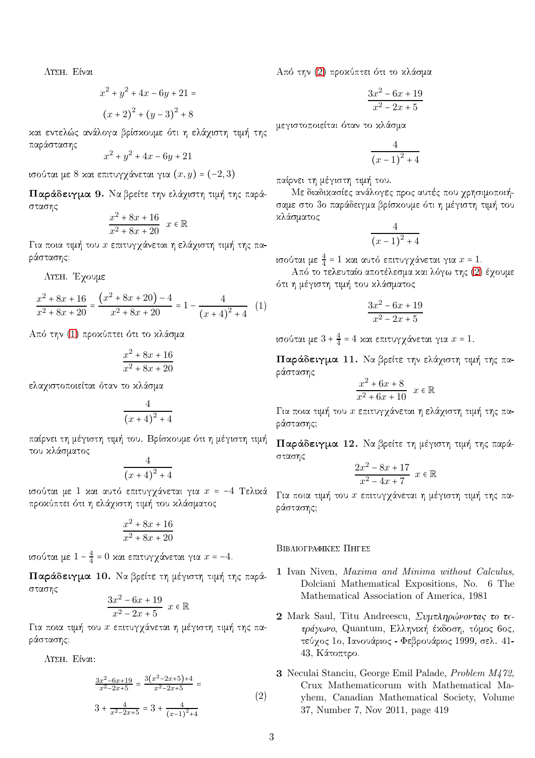Λύση. Είναι

$$x^2 + y^2 + 4x - 6y + 21 =$$
$$(x+2)^2 + (y-3)^2 + 8$$

και εντελώς ανάλογα βρίσκουμε ότι η ελάχιστη τιμή της παράστασης

$$x^2 + y^2 + 4x - 6y + 21$$

ισούται με 8 και επιτυγχάνεται για $(x, y) = (-2, 3)$

**Παράδειγμα 9.** Να βρείτε την ελάχιστη τιμή της παράστασης

$$\frac{x^2 + 8x + 16}{x^2 + 8x + 20} \quad x \in \mathbb{R}$$

Για ποια τιμή του $x$ επιτυγχάνεται η ελάχιστη τιμή της παράστασης;

Λύση. Έχουμε

$$\frac{x^2 + 8x + 16}{x^2 + 8x + 20} = \frac{\left(x^2 + 8x + 20\right) - 4}{x^2 + 8x + 20} = 1 - \frac{4}{(x+4)^2 + 4} \quad (1)$$

Από την (1) προκύπτει ότι το κλάσμα

$$\frac{x^2 + 8x + 16}{x^2 + 8x + 20}$$

ελαχιστοποιείται όταν το κλάσμα

$$\frac{4}{(x+4)^2 + 4}$$

παίρνει τη μέγιστη τιμή του. Βρίσκουμε ότι η μέγιστη τιμή του κλάσματος

$$\frac{4}{(x+4)^2 + 4}$$

ισούται με 1 και αυτό επιτυγχάνεται για $x = -4$ Τελικά προκύπτει ότι η ελάχιστη τιμή του κλάσματος

$$\frac{x^2 + 8x + 16}{x^2 + 8x + 20}$$

ισούται με $1 - \frac{4}{4} = 0$ και επιτυγχάνεται για $x = -4$.

**Παράδειγμα 10.** Να βρείτε τη μέγιστη τιμή της παράστασης

$$\frac{3x^2 - 6x + 19}{x^2 - 2x + 5} \quad x \in \mathbb{R}$$

Για ποια τιμή του $x$ επιτυγχάνεται η μέγιστη τιμή της παράστασης;

Λύση. Είναι:

$$\begin{aligned} \frac{3x^2-6x+19}{x^2-2x+5} &= \frac{3\left(x^2-2x+5\right)+4}{x^2-2x+5} = \\ 3 + \frac{4}{x^2-2x+5} &= 3 + \frac{4}{(x-1)^2+4} \end{aligned} \quad (2)$$

Από την (2) προκύπτει ότι το κλάσμα

$$\frac{3x^2 - 6x + 19}{x^2 - 2x + 5}$$

μεγιστοποιείται όταν το κλάσμα

$$\frac{4}{(x-1)^2 + 4}$$

παίρνει τη μέγιστη τιμή του.

Με διαδικασίες ανάλογες προς αυτές που χρησιμοποιήσαμε στο 3ο παράδειγμα βρίσκουμε ότι η μέγιστη τιμή του κλάσματος

$$\frac{4}{(x-1)^2 + 4}$$

ισούται με $\frac{4}{4} = 1$ και αυτό επιτυγχάνεται για $x = 1$.

Από το τελευταίο αποτέλεσμα και λόγω της (2) έχουμε ότι η μέγιστη τιμή του κλάσματος

$$\frac{3x^2 - 6x + 19}{x^2 - 2x + 5}$$

ισούται με $3 + \frac{4}{4} = 4$ και επιτυγχάνεται για $x = 1$.

**Παράδειγμα 11.** Να βρείτε την ελάχιστη τιμή της παράστασης

$$\frac{x^2 + 6x + 8}{x^2 + 6x + 10} \quad x \in \mathbb{R}$$

Για ποια τιμή του $x$ επιτυγχάνεται η ελάχιστη τιμή της παράστασης;

**Παράδειγμα 12.** Να βρείτε τη μέγιστη τιμή της παράστασης

$$\frac{2x^2 - 8x + 17}{x^2 - 4x + 7} \quad x \in \mathbb{R}$$

Για ποια τιμή του $x$ επιτυγχάνεται η μέγιστη τιμή της παράστασης;

## Βιβλιογραφικές Πηγές

1 Ivan Niven, *Maxima and Minima without Calculus*, Dolciani Mathematical Expositions, No. 6 The Mathematical Association of America, 1981

2 Mark Saul, Titu Andreescu, *Συμπληρώνοντας το τετράγωνο*, Quantum, Ελληνική έκδοση, τόμος 6ος, τεύχος 1ο, Ιανουάριος - Φεβρουάριος 1999, σελ. 41-43, Κάτοπτρο.

3 Neculai Stanciu, George Emil Palade, *Problem M472*, Crux Mathematicorum with Mathematical Mayhem, Canadian Mathematical Society, Volume 37, Number 7, Nov 2011, page 419